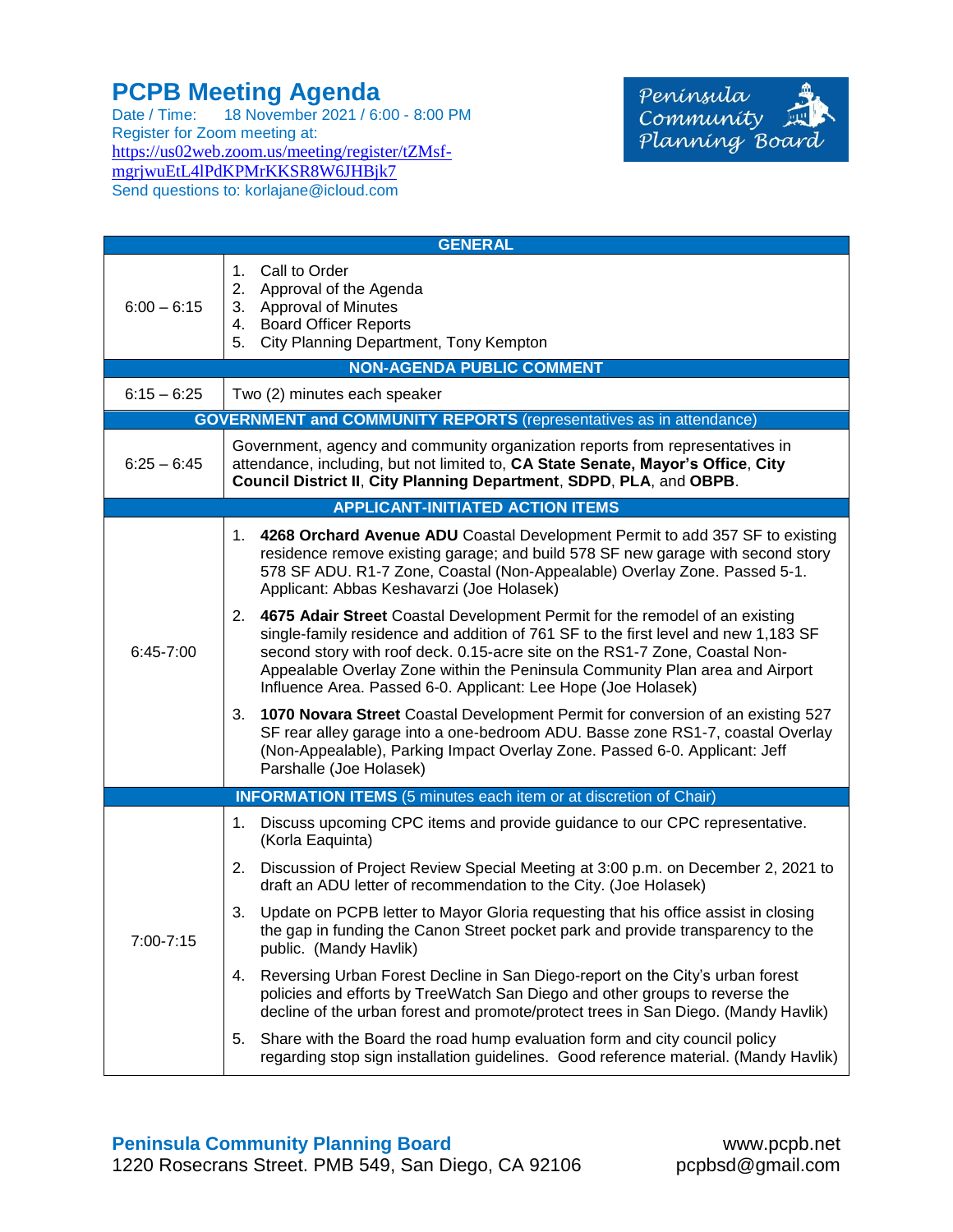# PCPB Meeting Agenda

Date / Time: 18 November 2021 / 6:00 - 8:00 PM
Register for Zoom meeting at:
https://us02web.zoom.us/meeting/register/tZMsf-mgrjwuEtL4lPdKPMrKKSR8W6JHBjk7
Send questions to: korlajane@icloud.com

Peninsula Community Planning Board

| GENERAL | |
|---|---|
| 6:00 – 6:15 | 1. Call to Order<br>2. Approval of the Agenda<br>3. Approval of Minutes<br>4. Board Officer Reports<br>5. City Planning Department, Tony Kempton |
| **NON-AGENDA PUBLIC COMMENT** | |
| 6:15 – 6:25 | Two (2) minutes each speaker |
| **GOVERNMENT and COMMUNITY REPORTS** (representatives as in attendance) | |
| 6:25 – 6:45 | Government, agency and community organization reports from representatives in attendance, including, but not limited to, **CA State Senate, Mayor's Office**, **City Council District II**, **City Planning Department**, **SDPD**, **PLA**, and **OBPB**. |
| **APPLICANT-INITIATED ACTION ITEMS** | |
| 6:45-7:00 | 1. **4268 Orchard Avenue ADU** Coastal Development Permit to add 357 SF to existing residence remove existing garage; and build 578 SF new garage with second story 578 SF ADU. R1-7 Zone, Coastal (Non-Appealable) Overlay Zone. Passed 5-1. Applicant: Abbas Keshavarzi (Joe Holasek)<br>2. **4675 Adair Street** Coastal Development Permit for the remodel of an existing single-family residence and addition of 761 SF to the first level and new 1,183 SF second story with roof deck. 0.15-acre site on the RS1-7 Zone, Coastal Non-Appealable Overlay Zone within the Peninsula Community Plan area and Airport Influence Area. Passed 6-0. Applicant: Lee Hope (Joe Holasek)<br>3. **1070 Novara Street** Coastal Development Permit for conversion of an existing 527 SF rear alley garage into a one-bedroom ADU. Basse zone RS1-7, coastal Overlay (Non-Appealable), Parking Impact Overlay Zone. Passed 6-0. Applicant: Jeff Parshalle (Joe Holasek) |
| **INFORMATION ITEMS** (5 minutes each item or at discretion of Chair) | |
| 7:00-7:15 | 1. Discuss upcoming CPC items and provide guidance to our CPC representative. (Korla Eaquinta)<br>2. Discussion of Project Review Special Meeting at 3:00 p.m. on December 2, 2021 to draft an ADU letter of recommendation to the City. (Joe Holasek)<br>3. Update on PCPB letter to Mayor Gloria requesting that his office assist in closing the gap in funding the Canon Street pocket park and provide transparency to the public. (Mandy Havlik)<br>4. Reversing Urban Forest Decline in San Diego-report on the City's urban forest policies and efforts by TreeWatch San Diego and other groups to reverse the decline of the urban forest and promote/protect trees in San Diego. (Mandy Havlik)<br>5. Share with the Board the road hump evaluation form and city council policy regarding stop sign installation guidelines. Good reference material. (Mandy Havlik) |

**Peninsula Community Planning Board**
1220 Rosecrans Street. PMB 549, San Diego, CA 92106

www.pcpb.net
pcpbsd@gmail.com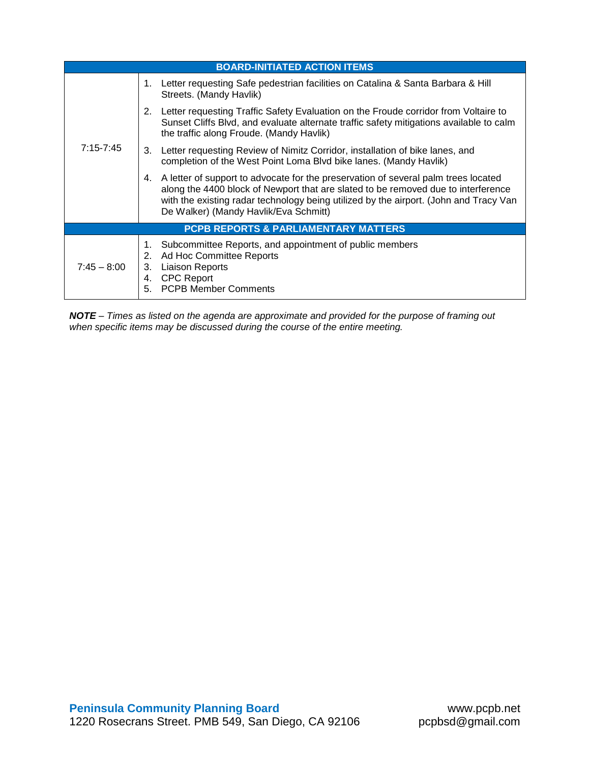| | |
|---|---|
| **BOARD-INITIATED ACTION ITEMS** | |
| 7:15-7:45 | 1. Letter requesting Safe pedestrian facilities on Catalina & Santa Barbara & Hill Streets. (Mandy Havlik)<br>2. Letter requesting Traffic Safety Evaluation on the Froude corridor from Voltaire to Sunset Cliffs Blvd, and evaluate alternate traffic safety mitigations available to calm the traffic along Froude. (Mandy Havlik)<br>3. Letter requesting Review of Nimitz Corridor, installation of bike lanes, and completion of the West Point Loma Blvd bike lanes. (Mandy Havlik)<br>4. A letter of support to advocate for the preservation of several palm trees located along the 4400 block of Newport that are slated to be removed due to interference with the existing radar technology being utilized by the airport. (John and Tracy Van De Walker) (Mandy Havlik/Eva Schmitt) |
| **PCPB REPORTS & PARLIAMENTARY MATTERS** | |
| 7:45 – 8:00 | 1. Subcommittee Reports, and appointment of public members<br>2. Ad Hoc Committee Reports<br>3. Liaison Reports<br>4. CPC Report<br>5. PCPB Member Comments |

***NOTE*** *– Times as listed on the agenda are approximate and provided for the purpose of framing out when specific items may be discussed during the course of the entire meeting.*

**Peninsula Community Planning Board**
1220 Rosecrans Street. PMB 549, San Diego, CA 92106

www.pcpb.net
pcpbsd@gmail.com